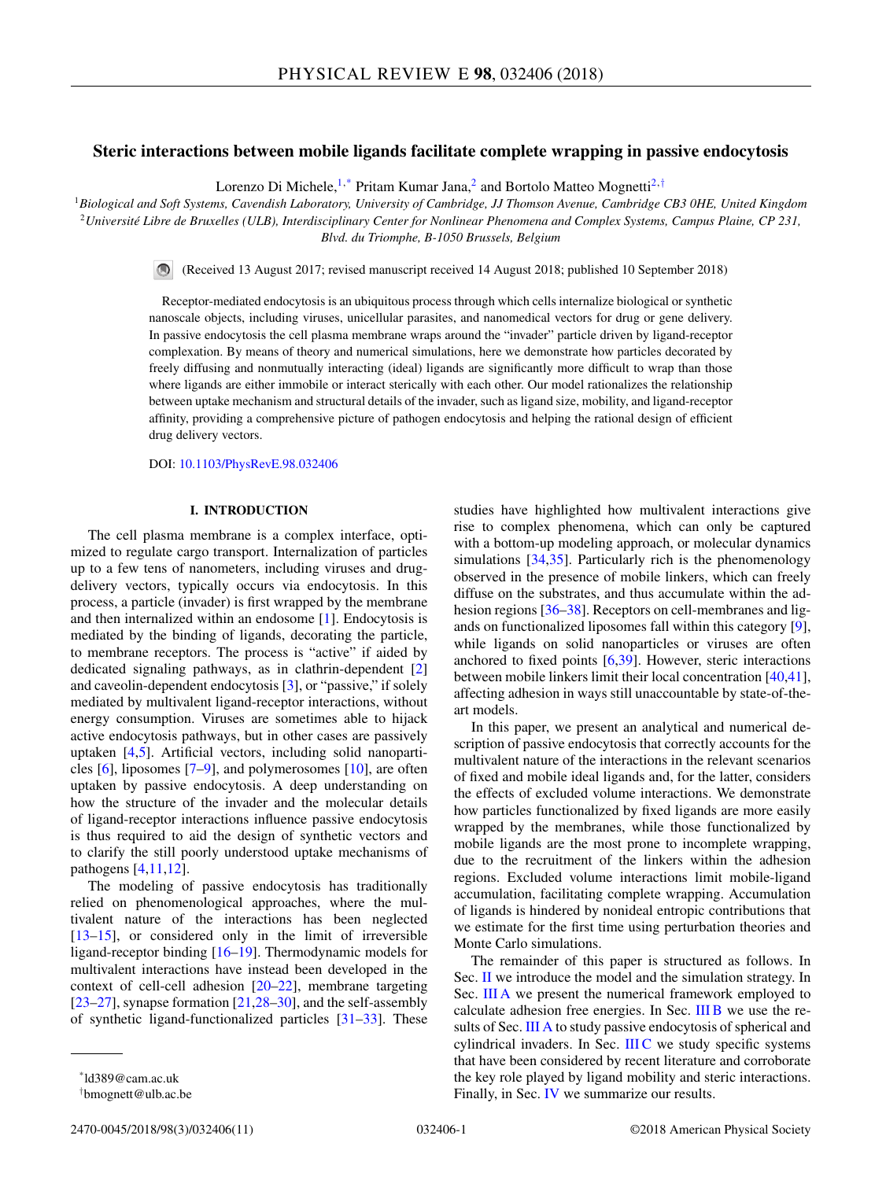# Steric interactions between mobile ligands facilitate complete wrapping in passive endocytosis

Lorenzo Di Michele,[1,*] Pritam Kumar Jana,[2] and Bortolo Matteo Mognetti[2,†]

[1]*Biological and Soft Systems, Cavendish Laboratory, University of Cambridge, JJ Thomson Avenue, Cambridge CB3 0HE, United Kingdom*
[2]*Université Libre de Bruxelles (ULB), Interdisciplinary Center for Nonlinear Phenomena and Complex Systems, Campus Plaine, CP 231, Blvd. du Triomphe, B-1050 Brussels, Belgium*

(Received 13 August 2017; revised manuscript received 14 August 2018; published 10 September 2018)

Receptor-mediated endocytosis is an ubiquitous process through which cells internalize biological or synthetic nanoscale objects, including viruses, unicellular parasites, and nanomedical vectors for drug or gene delivery. In passive endocytosis the cell plasma membrane wraps around the "invader" particle driven by ligand-receptor complexation. By means of theory and numerical simulations, here we demonstrate how particles decorated by freely diffusing and nonmutually interacting (ideal) ligands are significantly more difficult to wrap than those where ligands are either immobile or interact sterically with each other. Our model rationalizes the relationship between uptake mechanism and structural details of the invader, such as ligand size, mobility, and ligand-receptor affinity, providing a comprehensive picture of pathogen endocytosis and helping the rational design of efficient drug delivery vectors.

DOI: 10.1103/PhysRevE.98.032406

## I. INTRODUCTION

The cell plasma membrane is a complex interface, optimized to regulate cargo transport. Internalization of particles up to a few tens of nanometers, including viruses and drug-delivery vectors, typically occurs via endocytosis. In this process, a particle (invader) is first wrapped by the membrane and then internalized within an endosome [1]. Endocytosis is mediated by the binding of ligands, decorating the particle, to membrane receptors. The process is "active" if aided by dedicated signaling pathways, as in clathrin-dependent [2] and caveolin-dependent endocytosis [3], or "passive," if solely mediated by multivalent ligand-receptor interactions, without energy consumption. Viruses are sometimes able to hijack active endocytosis pathways, but in other cases are passively uptaken [4,5]. Artificial vectors, including solid nanoparticles [6], liposomes [7–9], and polymerosomes [10], are often uptaken by passive endocytosis. A deep understanding on how the structure of the invader and the molecular details of ligand-receptor interactions influence passive endocytosis is thus required to aid the design of synthetic vectors and to clarify the still poorly understood uptake mechanisms of pathogens [4,11,12].

The modeling of passive endocytosis has traditionally relied on phenomenological approaches, where the multivalent nature of the interactions has been neglected [13–15], or considered only in the limit of irreversible ligand-receptor binding [16–19]. Thermodynamic models for multivalent interactions have instead been developed in the context of cell-cell adhesion [20–22], membrane targeting [23–27], synapse formation [21,28–30], and the self-assembly of synthetic ligand-functionalized particles [31–33]. These studies have highlighted how multivalent interactions give rise to complex phenomena, which can only be captured with a bottom-up modeling approach, or molecular dynamics simulations [34,35]. Particularly rich is the phenomenology observed in the presence of mobile linkers, which can freely diffuse on the substrates, and thus accumulate within the adhesion regions [36–38]. Receptors on cell-membranes and ligands on functionalized liposomes fall within this category [9], while ligands on solid nanoparticles or viruses are often anchored to fixed points [6,39]. However, steric interactions between mobile linkers limit their local concentration [40,41], affecting adhesion in ways still unaccountable by state-of-the-art models.

In this paper, we present an analytical and numerical description of passive endocytosis that correctly accounts for the multivalent nature of the interactions in the relevant scenarios of fixed and mobile ideal ligands and, for the latter, considers the effects of excluded volume interactions. We demonstrate how particles functionalized by fixed ligands are more easily wrapped by the membranes, while those functionalized by mobile ligands are the most prone to incomplete wrapping, due to the recruitment of the linkers within the adhesion regions. Excluded volume interactions limit mobile-ligand accumulation, facilitating complete wrapping. Accumulation of ligands is hindered by nonideal entropic contributions that we estimate for the first time using perturbation theories and Monte Carlo simulations.

The remainder of this paper is structured as follows. In Sec. II we introduce the model and the simulation strategy. In Sec. III A we present the numerical framework employed to calculate adhesion free energies. In Sec. III B we use the results of Sec. III A to study passive endocytosis of spherical and cylindrical invaders. In Sec. III C we study specific systems that have been considered by recent literature and corroborate the key role played by ligand mobility and steric interactions. Finally, in Sec. IV we summarize our results.

*ld389@cam.ac.uk
†bmognett@ulb.ac.be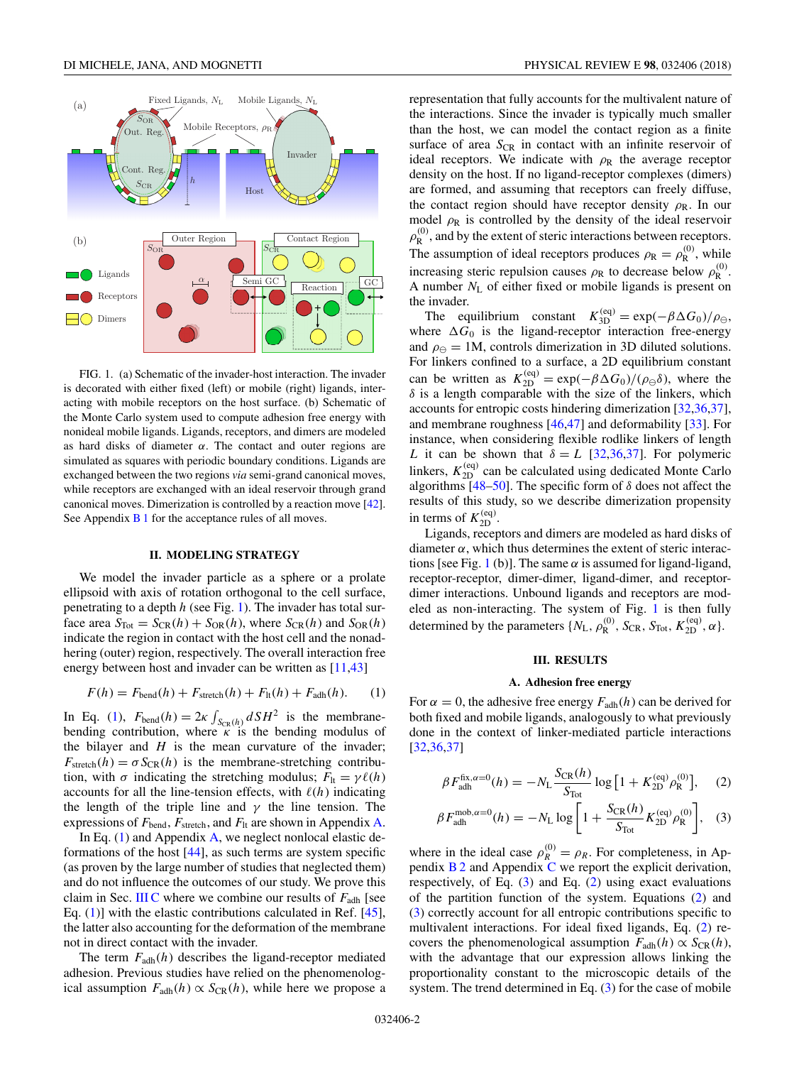FIG. 1. (a) Schematic of the invader-host interaction. The invader is decorated with either fixed (left) or mobile (right) ligands, interacting with mobile receptors on the host surface. (b) Schematic of the Monte Carlo system used to compute adhesion free energy with nonideal mobile ligands. Ligands, receptors, and dimers are modeled as hard disks of diameter $\alpha$. The contact and outer regions are simulated as squares with periodic boundary conditions. Ligands are exchanged between the two regions *via* semi-grand canonical moves, while receptors are exchanged with an ideal reservoir through grand canonical moves. Dimerization is controlled by a reaction move [42]. See Appendix B 1 for the acceptance rules of all moves.

## II. MODELING STRATEGY

We model the invader particle as a sphere or a prolate ellipsoid with axis of rotation orthogonal to the cell surface, penetrating to a depth $h$ (see Fig. 1). The invader has total surface area $S_{\rm Tot} = S_{\rm CR}(h) + S_{\rm OR}(h)$, where $S_{\rm CR}(h)$ and $S_{\rm OR}(h)$ indicate the region in contact with the host cell and the nonadhering (outer) region, respectively. The overall interaction free energy between host and invader can be written as [11,43]

$$F(h) = F_{\rm bend}(h) + F_{\rm stretch}(h) + F_{\rm lt}(h) + F_{\rm adh}(h). \quad (1)$$

In Eq. (1), $F_{\rm bend}(h) = 2\kappa \int_{S_{\rm CR}(h)} dSH^2$ is the membrane-bending contribution, where $\kappa$ is the bending modulus of the bilayer and $H$ is the mean curvature of the invader; $F_{\rm stretch}(h) = \sigma S_{\rm CR}(h)$ is the membrane-stretching contribution, with $\sigma$ indicating the stretching modulus; $F_{\rm lt} = \gamma \ell(h)$ accounts for all the line-tension effects, with $\ell(h)$ indicating the length of the triple line and $\gamma$ the line tension. The expressions of $F_{\rm bend}$, $F_{\rm stretch}$, and $F_{\rm lt}$ are shown in Appendix A.

In Eq. (1) and Appendix A, we neglect nonlocal elastic deformations of the host [44], as such terms are system specific (as proven by the large number of studies that neglected them) and do not influence the outcomes of our study. We prove this claim in Sec. III C where we combine our results of $F_{\rm adh}$ [see Eq. (1)] with the elastic contributions calculated in Ref. [45], the latter also accounting for the deformation of the membrane not in direct contact with the invader.

The term $F_{\rm adh}(h)$ describes the ligand-receptor mediated adhesion. Previous studies have relied on the phenomenological assumption $F_{\rm adh}(h) \propto S_{\rm CR}(h)$, while here we propose a representation that fully accounts for the multivalent nature of the interactions. Since the invader is typically much smaller than the host, we can model the contact region as a finite surface of area $S_{\rm CR}$ in contact with an infinite reservoir of ideal receptors. We indicate with $\rho_{\rm R}$ the average receptor density on the host. If no ligand-receptor complexes (dimers) are formed, and assuming that receptors can freely diffuse, the contact region should have receptor density $\rho_{\rm R}$. In our model $\rho_{\rm R}$ is controlled by the density of the ideal reservoir $\rho_{\rm R}^{(0)}$, and by the extent of steric interactions between receptors. The assumption of ideal receptors produces $\rho_{\rm R} = \rho_{\rm R}^{(0)}$, while increasing steric repulsion causes $\rho_{\rm R}$ to decrease below $\rho_{\rm R}^{(0)}$. A number $N_{\rm L}$ of either fixed or mobile ligands is present on the invader.

The equilibrium constant $K_{\rm 3D}^{\rm (eq)} = \exp(-\beta \Delta G_0)/\rho_\ominus$, where $\Delta G_0$ is the ligand-receptor interaction free-energy and $\rho_\ominus = 1$M, controls dimerization in 3D diluted solutions. For linkers confined to a surface, a 2D equilibrium constant can be written as $K_{\rm 2D}^{\rm (eq)} = \exp(-\beta \Delta G_0)/(\rho_\ominus \delta)$, where the $\delta$ is a length comparable with the size of the linkers, which accounts for entropic costs hindering dimerization [32,36,37], and membrane roughness [46,47] and deformability [33]. For instance, when considering flexible rodlike linkers of length $L$ it can be shown that $\delta = L$ [32,36,37]. For polymeric linkers, $K_{\rm 2D}^{\rm (eq)}$ can be calculated using dedicated Monte Carlo algorithms [48–50]. The specific form of $\delta$ does not affect the results of this study, so we describe dimerization propensity in terms of $K_{\rm 2D}^{\rm (eq)}$.

Ligands, receptors and dimers are modeled as hard disks of diameter $\alpha$, which thus determines the extent of steric interactions [see Fig. 1 (b)]. The same $\alpha$ is assumed for ligand-ligand, receptor-receptor, dimer-dimer, ligand-dimer, and receptor-dimer interactions. Unbound ligands and receptors are modeled as non-interacting. The system of Fig. 1 is then fully determined by the parameters $\{N_{\rm L}, \rho_{\rm R}^{(0)}, S_{\rm CR}, S_{\rm Tot}, K_{\rm 2D}^{\rm (eq)}, \alpha\}$.

## III. RESULTS

### A. Adhesion free energy

For $\alpha = 0$, the adhesive free energy $F_{\rm adh}(h)$ can be derived for both fixed and mobile ligands, analogously to what previously done in the context of linker-mediated particle interactions [32,36,37]

$$\beta F_{\rm adh}^{{\rm fix},\alpha=0}(h) = -N_{\rm L} \frac{S_{\rm CR}(h)}{S_{\rm Tot}} \log\left[1 + K_{\rm 2D}^{\rm (eq)} \rho_{\rm R}^{(0)}\right], \quad (2)$$

$$\beta F_{\rm adh}^{{\rm mob},\alpha=0}(h) = -N_{\rm L} \log\left[1 + \frac{S_{\rm CR}(h)}{S_{\rm Tot}} K_{\rm 2D}^{\rm (eq)} \rho_{\rm R}^{(0)}\right], \quad (3)$$

where in the ideal case $\rho_R^{(0)} = \rho_R$. For completeness, in Appendix B 2 and Appendix C we report the explicit derivation, respectively, of Eq. (3) and Eq. (2) using exact evaluations of the partition function of the system. Equations (2) and (3) correctly account for all entropic contributions specific to multivalent interactions. For ideal fixed ligands, Eq. (2) recovers the phenomenological assumption $F_{\rm adh}(h) \propto S_{\rm CR}(h)$, with the advantage that our expression allows linking the proportionality constant to the microscopic details of the system. The trend determined in Eq. (3) for the case of mobile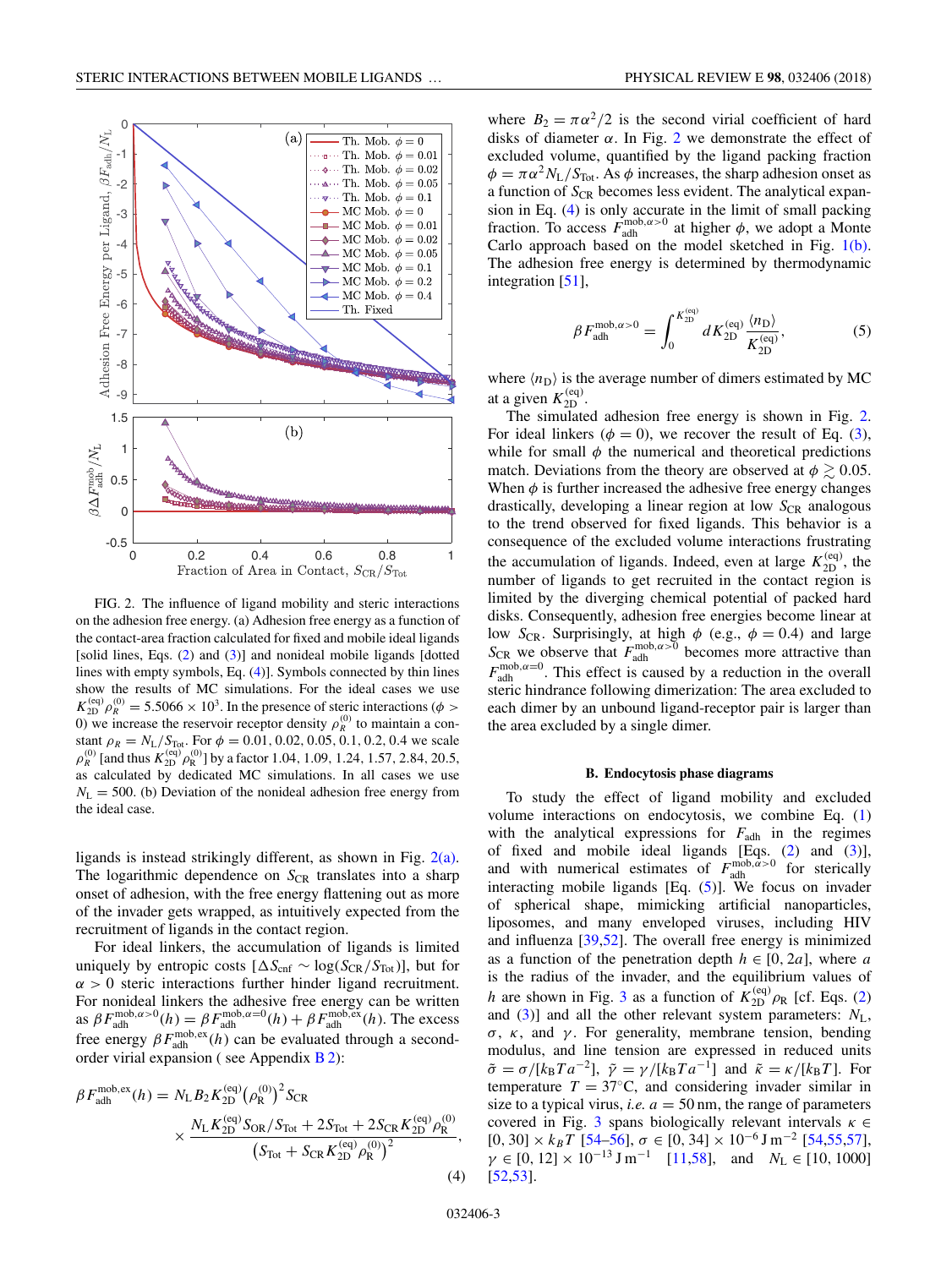FIG. 2. The influence of ligand mobility and steric interactions on the adhesion free energy. (a) Adhesion free energy as a function of the contact-area fraction calculated for fixed and mobile ideal ligands [solid lines, Eqs. (2) and (3)] and nonideal mobile ligands [dotted lines with empty symbols, Eq. (4)]. Symbols connected by thin lines show the results of MC simulations. For the ideal cases we use $K_{2D}^{(eq)}\rho_R^{(0)} = 5.5066 \times 10^3$. In the presence of steric interactions ($\phi > 0$) we increase the reservoir receptor density $\rho_R^{(0)}$ to maintain a constant $\rho_R = N_L/S_{Tot}$. For $\phi = 0.01, 0.02, 0.05, 0.1, 0.2, 0.4$ we scale $\rho_R^{(0)}$ [and thus $K_{2D}^{(eq)}\rho_R^{(0)}$] by a factor 1.04, 1.09, 1.24, 1.57, 2.84, 20.5, as calculated by dedicated MC simulations. In all cases we use $N_L = 500$. (b) Deviation of the nonideal adhesion free energy from the ideal case.

ligands is instead strikingly different, as shown in Fig. 2(a). The logarithmic dependence on $S_{CR}$ translates into a sharp onset of adhesion, with the free energy flattening out as more of the invader gets wrapped, as intuitively expected from the recruitment of ligands in the contact region.

For ideal linkers, the accumulation of ligands is limited uniquely by entropic costs [$\Delta S_{cnf} \sim \log(S_{CR}/S_{Tot})$], but for $\alpha > 0$ steric interactions further hinder ligand recruitment. For nonideal linkers the adhesive free energy can be written as $\beta F_{adh}^{mob,\alpha>0}(h) = \beta F_{adh}^{mob,\alpha=0}(h) + \beta F_{adh}^{mob,ex}(h)$. The excess free energy $\beta F_{adh}^{mob,ex}(h)$ can be evaluated through a second-order virial expansion ( see Appendix B 2):

$$\beta F_{adh}^{mob,ex}(h) = N_L B_2 K_{2D}^{(eq)} \left(\rho_R^{(0)}\right)^2 S_{CR} \times \frac{N_L K_{2D}^{(eq)} S_{OR}/S_{Tot} + 2S_{Tot} + 2S_{CR} K_{2D}^{(eq)} \rho_R^{(0)}}{\left(S_{Tot} + S_{CR} K_{2D}^{(eq)} \rho_R^{(0)}\right)^2}, \tag{4}$$

where $B_2 = \pi\alpha^2/2$ is the second virial coefficient of hard disks of diameter $\alpha$. In Fig. 2 we demonstrate the effect of excluded volume, quantified by the ligand packing fraction $\phi = \pi\alpha^2 N_L/S_{Tot}$. As $\phi$ increases, the sharp adhesion onset as a function of $S_{CR}$ becomes less evident. The analytical expansion in Eq. (4) is only accurate in the limit of small packing fraction. To access $F_{adh}^{mob,\alpha>0}$ at higher $\phi$, we adopt a Monte Carlo approach based on the model sketched in Fig. 1(b). The adhesion free energy is determined by thermodynamic integration [51],

$$\beta F_{adh}^{mob,\alpha>0} = \int_0^{K_{2D}^{(eq)}} dK_{2D}^{(eq)} \frac{\langle n_D \rangle}{K_{2D}^{(eq)}}, \tag{5}$$

where $\langle n_D \rangle$ is the average number of dimers estimated by MC at a given $K_{2D}^{(eq)}$.

The simulated adhesion free energy is shown in Fig. 2. For ideal linkers ($\phi = 0$), we recover the result of Eq. (3), while for small $\phi$ the numerical and theoretical predictions match. Deviations from the theory are observed at $\phi \gtrsim 0.05$. When $\phi$ is further increased the adhesive free energy changes drastically, developing a linear region at low $S_{CR}$ analogous to the trend observed for fixed ligands. This behavior is a consequence of the excluded volume interactions frustrating the accumulation of ligands. Indeed, even at large $K_{2D}^{(eq)}$, the number of ligands to get recruited in the contact region is limited by the diverging chemical potential of packed hard disks. Consequently, adhesion free energies become linear at low $S_{CR}$. Surprisingly, at high $\phi$ (e.g., $\phi = 0.4$) and large $S_{CR}$ we observe that $F_{adh}^{mob,\alpha>0}$ becomes more attractive than $F_{adh}^{mob,\alpha=0}$. This effect is caused by a reduction in the overall steric hindrance following dimerization: The area excluded to each dimer by an unbound ligand-receptor pair is larger than the area excluded by a single dimer.

### B. Endocytosis phase diagrams

To study the effect of ligand mobility and excluded volume interactions on endocytosis, we combine Eq. (1) with the analytical expressions for $F_{adh}$ in the regimes of fixed and mobile ideal ligands [Eqs. (2) and (3)], and with numerical estimates of $F_{adh}^{mob,\alpha>0}$ for sterically interacting mobile ligands [Eq. (5)]. We focus on invader of spherical shape, mimicking artificial nanoparticles, liposomes, and many enveloped viruses, including HIV and influenza [39,52]. The overall free energy is minimized as a function of the penetration depth $h \in [0, 2a]$, where $a$ is the radius of the invader, and the equilibrium values of $h$ are shown in Fig. 3 as a function of $K_{2D}^{(eq)}\rho_R$ [cf. Eqs. (2) and (3)] and all the other relevant system parameters: $N_L$, $\sigma$, $\kappa$, and $\gamma$. For generality, membrane tension, bending modulus, and line tension are expressed in reduced units $\tilde{\sigma} = \sigma/[k_B T a^{-2}]$, $\tilde{\gamma} = \gamma/[k_B T a^{-1}]$ and $\tilde{\kappa} = \kappa/[k_B T]$. For temperature $T = 37^\circ$C, and considering invader similar in size to a typical virus, *i.e.* $a = 50$ nm, the range of parameters covered in Fig. 3 spans biologically relevant intervals $\kappa \in [0, 30] \times k_B T$ [54–56], $\sigma \in [0, 34] \times 10^{-6}\,\mathrm{J\,m^{-2}}$ [54,55,57], $\gamma \in [0, 12] \times 10^{-13}\,\mathrm{J\,m^{-1}}$ [11,58], and $N_L \in [10, 1000]$ [52,53].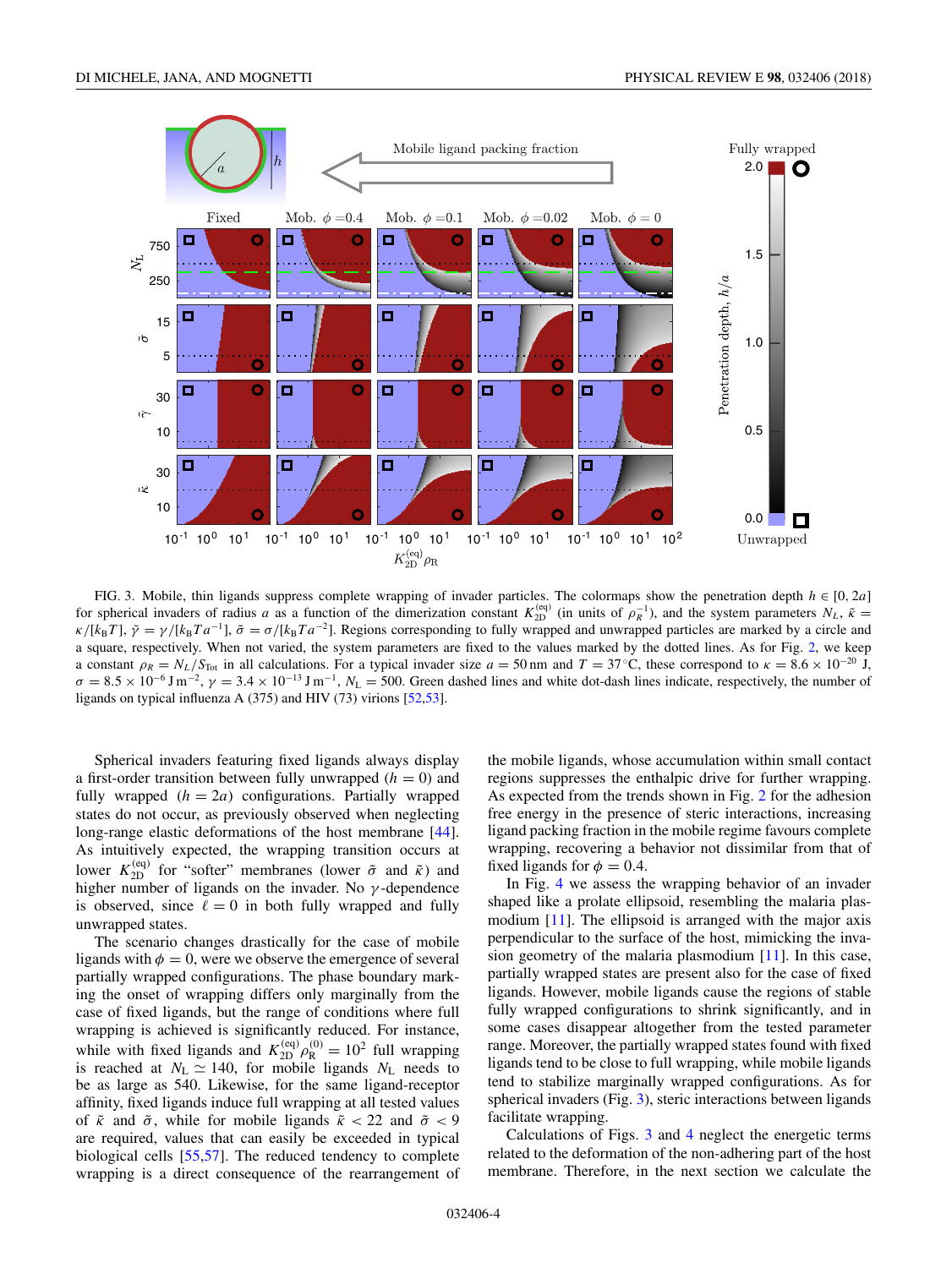FIG. 3. Mobile, thin ligands suppress complete wrapping of invader particles. The colormaps show the penetration depth $h \in [0, 2a]$ for spherical invaders of radius $a$ as a function of the dimerization constant $K_{2D}^{(eq)}$ (in units of $\rho_R^{-1}$), and the system parameters $N_L$, $\tilde{\kappa} = \kappa/[k_B T]$, $\tilde{\gamma} = \gamma/[k_B T a^{-1}]$, $\tilde{\sigma} = \sigma/[k_B T a^{-2}]$. Regions corresponding to fully wrapped and unwrapped particles are marked by a circle and a square, respectively. When not varied, the system parameters are fixed to the values marked by the dotted lines. As for Fig. 2, we keep a constant $\rho_R = N_L/S_{Tot}$ in all calculations. For a typical invader size $a = 50\,\text{nm}$ and $T = 37\,^{\circ}\text{C}$, these correspond to $\kappa = 8.6 \times 10^{-20}$ J, $\sigma = 8.5 \times 10^{-6}\,\text{J}\,\text{m}^{-2}$, $\gamma = 3.4 \times 10^{-13}\,\text{J}\,\text{m}^{-1}$, $N_L = 500$. Green dashed lines and white dot-dash lines indicate, respectively, the number of ligands on typical influenza A (375) and HIV (73) virions [52,53].

Spherical invaders featuring fixed ligands always display a first-order transition between fully unwrapped ($h = 0$) and fully wrapped ($h = 2a$) configurations. Partially wrapped states do not occur, as previously observed when neglecting long-range elastic deformations of the host membrane [44]. As intuitively expected, the wrapping transition occurs at lower $K_{2D}^{(eq)}$ for "softer" membranes (lower $\tilde{\sigma}$ and $\tilde{\kappa}$) and higher number of ligands on the invader. No $\gamma$-dependence is observed, since $\ell = 0$ in both fully wrapped and fully unwrapped states.

The scenario changes drastically for the case of mobile ligands with $\phi = 0$, were we observe the emergence of several partially wrapped configurations. The phase boundary marking the onset of wrapping differs only marginally from the case of fixed ligands, but the range of conditions where full wrapping is achieved is significantly reduced. For instance, while with fixed ligands and $K_{2D}^{(eq)}\rho_R^{(0)} = 10^2$ full wrapping is reached at $N_L \simeq 140$, for mobile ligands $N_L$ needs to be as large as 540. Likewise, for the same ligand-receptor affinity, fixed ligands induce full wrapping at all tested values of $\tilde{\kappa}$ and $\tilde{\sigma}$, while for mobile ligands $\tilde{\kappa} < 22$ and $\tilde{\sigma} < 9$ are required, values that can easily be exceeded in typical biological cells [55,57]. The reduced tendency to complete wrapping is a direct consequence of the rearrangement of the mobile ligands, whose accumulation within small contact regions suppresses the enthalpic drive for further wrapping. As expected from the trends shown in Fig. 2 for the adhesion free energy in the presence of steric interactions, increasing ligand packing fraction in the mobile regime favours complete wrapping, recovering a behavior not dissimilar from that of fixed ligands for $\phi = 0.4$.

In Fig. 4 we assess the wrapping behavior of an invader shaped like a prolate ellipsoid, resembling the malaria plasmodium [11]. The ellipsoid is arranged with the major axis perpendicular to the surface of the host, mimicking the invasion geometry of the malaria plasmodium [11]. In this case, partially wrapped states are present also for the case of fixed ligands. However, mobile ligands cause the regions of stable fully wrapped configurations to shrink significantly, and in some cases disappear altogether from the tested parameter range. Moreover, the partially wrapped states found with fixed ligands tend to be close to full wrapping, while mobile ligands tend to stabilize marginally wrapped configurations. As for spherical invaders (Fig. 3), steric interactions between ligands facilitate wrapping.

Calculations of Figs. 3 and 4 neglect the energetic terms related to the deformation of the non-adhering part of the host membrane. Therefore, in the next section we calculate the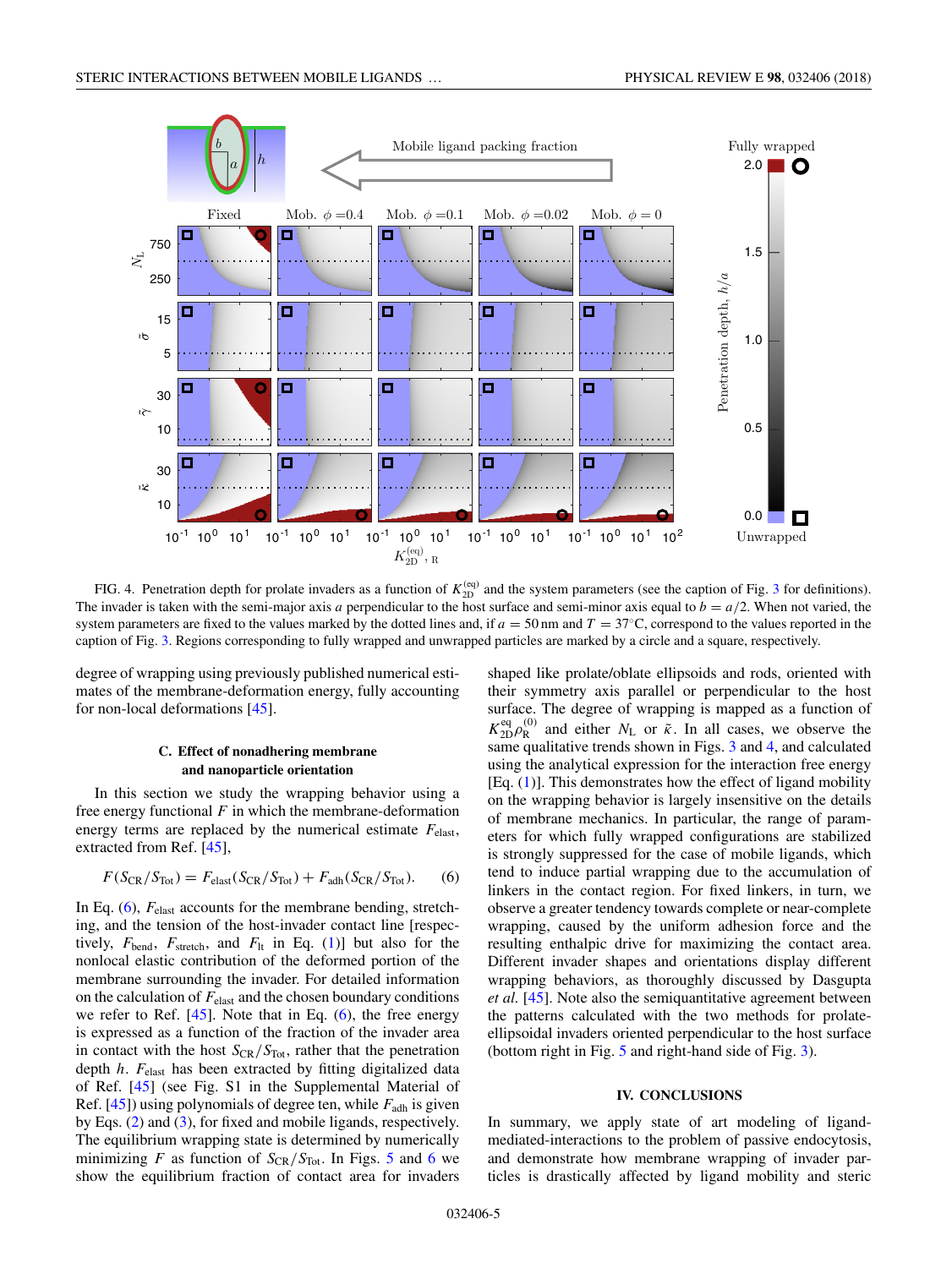FIG. 4. Penetration depth for prolate invaders as a function of $K_{2D}^{(eq)}$ and the system parameters (see the caption of Fig. 3 for definitions). The invader is taken with the semi-major axis $a$ perpendicular to the host surface and semi-minor axis equal to $b = a/2$. When not varied, the system parameters are fixed to the values marked by the dotted lines and, if $a = 50$ nm and $T = 37^{\circ}$C, correspond to the values reported in the caption of Fig. 3. Regions corresponding to fully wrapped and unwrapped particles are marked by a circle and a square, respectively.

degree of wrapping using previously published numerical estimates of the membrane-deformation energy, fully accounting for non-local deformations [45].

### C. Effect of nonadhering membrane and nanoparticle orientation

In this section we study the wrapping behavior using a free energy functional $F$ in which the membrane-deformation energy terms are replaced by the numerical estimate $F_{\text{elast}}$, extracted from Ref. [45],

$$F(S_{\text{CR}}/S_{\text{Tot}}) = F_{\text{elast}}(S_{\text{CR}}/S_{\text{Tot}}) + F_{\text{adh}}(S_{\text{CR}}/S_{\text{Tot}}). \tag{6}$$

In Eq. (6), $F_{\text{elast}}$ accounts for the membrane bending, stretching, and the tension of the host-invader contact line [respectively, $F_{\text{bend}}$, $F_{\text{stretch}}$, and $F_{\text{lt}}$ in Eq. (1)] but also for the nonlocal elastic contribution of the deformed portion of the membrane surrounding the invader. For detailed information on the calculation of $F_{\text{elast}}$ and the chosen boundary conditions we refer to Ref. [45]. Note that in Eq. (6), the free energy is expressed as a function of the fraction of the invader area in contact with the host $S_{\text{CR}}/S_{\text{Tot}}$, rather that the penetration depth $h$. $F_{\text{elast}}$ has been extracted by fitting digitalized data of Ref. [45] (see Fig. S1 in the Supplemental Material of Ref. [45]) using polynomials of degree ten, while $F_{\text{adh}}$ is given by Eqs. (2) and (3), for fixed and mobile ligands, respectively. The equilibrium wrapping state is determined by numerically minimizing $F$ as function of $S_{\text{CR}}/S_{\text{Tot}}$. In Figs. 5 and 6 we show the equilibrium fraction of contact area for invaders shaped like prolate/oblate ellipsoids and rods, oriented with their symmetry axis parallel or perpendicular to the host surface. The degree of wrapping is mapped as a function of $K_{2D}^{\text{eq}}\rho_{\text{R}}^{(0)}$ and either $N_{\text{L}}$ or $\tilde{\kappa}$. In all cases, we observe the same qualitative trends shown in Figs. 3 and 4, and calculated using the analytical expression for the interaction free energy [Eq. (1)]. This demonstrates how the effect of ligand mobility on the wrapping behavior is largely insensitive on the details of membrane mechanics. In particular, the range of parameters for which fully wrapped configurations are stabilized is strongly suppressed for the case of mobile ligands, which tend to induce partial wrapping due to the accumulation of linkers in the contact region. For fixed linkers, in turn, we observe a greater tendency towards complete or near-complete wrapping, caused by the uniform adhesion force and the resulting enthalpic drive for maximizing the contact area. Different invader shapes and orientations display different wrapping behaviors, as thoroughly discussed by Dasgupta *et al.* [45]. Note also the semiquantitative agreement between the patterns calculated with the two methods for prolate-ellipsoidal invaders oriented perpendicular to the host surface (bottom right in Fig. 5 and right-hand side of Fig. 3).

## IV. CONCLUSIONS

In summary, we apply state of art modeling of ligand-mediated-interactions to the problem of passive endocytosis, and demonstrate how membrane wrapping of invader particles is drastically affected by ligand mobility and steric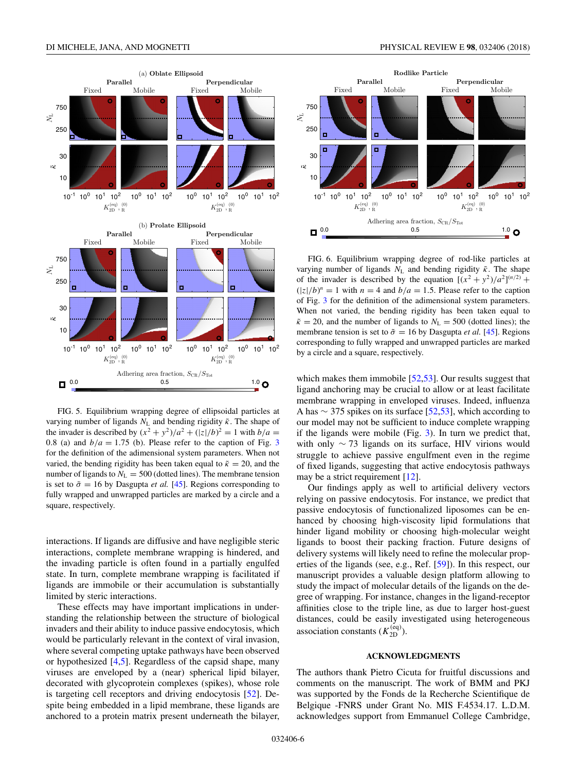FIG. 5. Equilibrium wrapping degree of ellipsoidal particles at varying number of ligands $N_L$ and bending rigidity $\tilde{\kappa}$. The shape of the invader is described by $(x^2 + y^2)/a^2 + (|z|/b)^2 = 1$ with $b/a = 0.8$ (a) and $b/a = 1.75$ (b). Please refer to the caption of Fig. 3 for the definition of the adimensional system parameters. When not varied, the bending rigidity has been taken equal to $\tilde{\kappa} = 20$, and the number of ligands to $N_L = 500$ (dotted lines). The membrane tension is set to $\tilde{\sigma} = 16$ by Dasgupta *et al.* [45]. Regions corresponding to fully wrapped and unwrapped particles are marked by a circle and a square, respectively.

FIG. 6. Equilibrium wrapping degree of rod-like particles at varying number of ligands $N_L$ and bending rigidity $\tilde{\kappa}$. The shape of the invader is described by the equation $[(x^2 + y^2)/a^2]^{(n/2)} + (|z|/b)^n = 1$ with $n = 4$ and $b/a = 1.5$. Please refer to the caption of Fig. 3 for the definition of the adimensional system parameters. When not varied, the bending rigidity has been taken equal to $\tilde{\kappa} = 20$, and the number of ligands to $N_L = 500$ (dotted lines); the membrane tension is set to $\tilde{\sigma} = 16$ by Dasgupta *et al.* [45]. Regions corresponding to fully wrapped and unwrapped particles are marked by a circle and a square, respectively.

interactions. If ligands are diffusive and have negligible steric interactions, complete membrane wrapping is hindered, and the invading particle is often found in a partially engulfed state. In turn, complete membrane wrapping is facilitated if ligands are immobile or their accumulation is substantially limited by steric interactions.

These effects may have important implications in understanding the relationship between the structure of biological invaders and their ability to induce passive endocytosis, which would be particularly relevant in the context of viral invasion, where several competing uptake pathways have been observed or hypothesized [4,5]. Regardless of the capsid shape, many viruses are enveloped by a (near) spherical lipid bilayer, decorated with glycoprotein complexes (spikes), whose role is targeting cell receptors and driving endocytosis [52]. Despite being embedded in a lipid membrane, these ligands are anchored to a protein matrix present underneath the bilayer, which makes them immobile [52,53]. Our results suggest that ligand anchoring may be crucial to allow or at least facilitate membrane wrapping in enveloped viruses. Indeed, influenza A has $\sim 375$ spikes on its surface [52,53], which according to our model may not be sufficient to induce complete wrapping if the ligands were mobile (Fig. 3). In turn we predict that, with only $\sim 73$ ligands on its surface, HIV virions would struggle to achieve passive engulfment even in the regime of fixed ligands, suggesting that active endocytosis pathways may be a strict requirement [12].

Our findings apply as well to artificial delivery vectors relying on passive endocytosis. For instance, we predict that passive endocytosis of functionalized liposomes can be enhanced by choosing high-viscosity lipid formulations that hinder ligand mobility or choosing high-molecular weight ligands to boost their packing fraction. Future designs of delivery systems will likely need to refine the molecular properties of the ligands (see, e.g., Ref. [59]). In this respect, our manuscript provides a valuable design platform allowing to study the impact of molecular details of the ligands on the degree of wrapping. For instance, changes in the ligand-receptor affinities close to the triple line, as due to larger host-guest distances, could be easily investigated using heterogeneous association constants ($K_{2D}^{(eq)}$).

## ACKNOWLEDGMENTS

The authors thank Pietro Cicuta for fruitful discussions and comments on the manuscript. The work of BMM and PKJ was supported by the Fonds de la Recherche Scientifique de Belgique -FNRS under Grant No. MIS F.4534.17. L.D.M. acknowledges support from Emmanuel College Cambridge,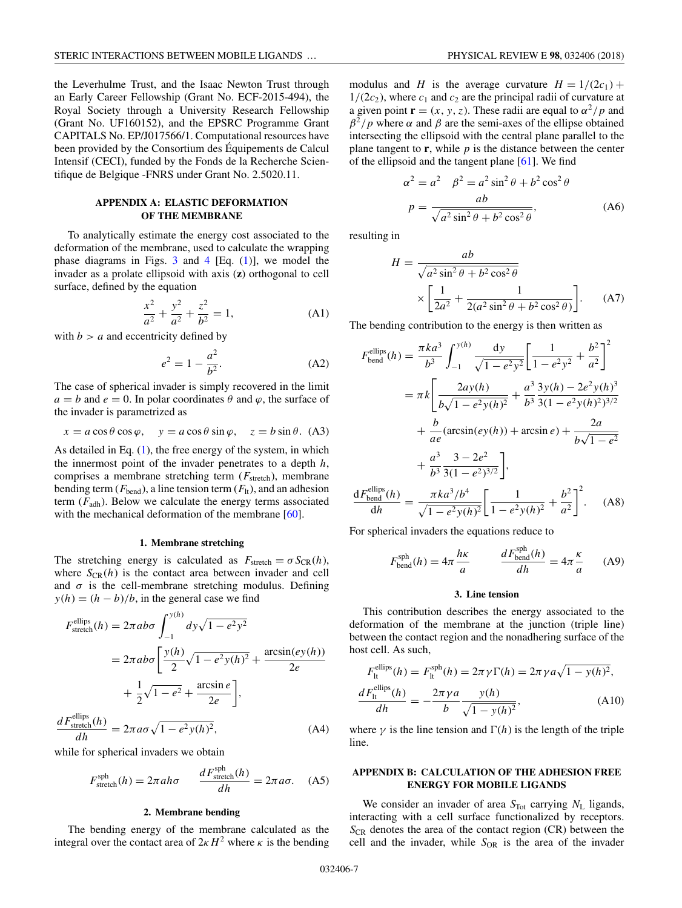the Leverhulme Trust, and the Isaac Newton Trust through an Early Career Fellowship (Grant No. ECF-2015-494), the Royal Society through a University Research Fellowship (Grant No. UF160152), and the EPSRC Programme Grant CAPITALS No. EP/J017566/1. Computational resources have been provided by the Consortium des Équipements de Calcul Intensif (CECI), funded by the Fonds de la Recherche Scientifique de Belgique -FNRS under Grant No. 2.5020.11.

## APPENDIX A: ELASTIC DEFORMATION OF THE MEMBRANE

To analytically estimate the energy cost associated to the deformation of the membrane, used to calculate the wrapping phase diagrams in Figs. 3 and 4 [Eq. (1)], we model the invader as a prolate ellipsoid with axis (**z**) orthogonal to cell surface, defined by the equation

$$\frac{x^2}{a^2} + \frac{y^2}{a^2} + \frac{z^2}{b^2} = 1, \tag{A1}$$

with $b > a$ and eccentricity defined by

$$e^2 = 1 - \frac{a^2}{b^2}. \tag{A2}$$

The case of spherical invader is simply recovered in the limit $a = b$ and $e = 0$. In polar coordinates $\theta$ and $\varphi$, the surface of the invader is parametrized as

$$x = a\cos\theta\cos\varphi, \quad y = a\cos\theta\sin\varphi, \quad z = b\sin\theta. \tag{A3}$$

As detailed in Eq. (1), the free energy of the system, in which the innermost point of the invader penetrates to a depth $h$, comprises a membrane stretching term ($F_{\rm stretch}$), membrane bending term ($F_{\rm bend}$), a line tension term ($F_{\rm lt}$), and an adhesion term ($F_{\rm adh}$). Below we calculate the energy terms associated with the mechanical deformation of the membrane [60].

### 1. Membrane stretching

The stretching energy is calculated as $F_{\rm stretch} = \sigma S_{\rm CR}(h)$, where $S_{\rm CR}(h)$ is the contact area between invader and cell and $\sigma$ is the cell-membrane stretching modulus. Defining $y(h) = (h - b)/b$, in the general case we find

$$\begin{aligned}
F_{\rm stretch}^{\rm ellips}(h) &= 2\pi ab\sigma \int_{-1}^{y(h)} dy\sqrt{1-e^2y^2} \\
&= 2\pi ab\sigma\left[\frac{y(h)}{2}\sqrt{1-e^2y(h)^2} + \frac{\arcsin(ey(h))}{2e} + \frac{1}{2}\sqrt{1-e^2} + \frac{\arcsin e}{2e}\right], \\
\frac{dF_{\rm stretch}^{\rm ellips}(h)}{dh} &= 2\pi a\sigma\sqrt{1-e^2y(h)^2},
\end{aligned} \tag{A4}$$

while for spherical invaders we obtain

$$F_{\rm stretch}^{\rm sph}(h) = 2\pi ah\sigma \qquad \frac{dF_{\rm stretch}^{\rm sph}(h)}{dh} = 2\pi a\sigma. \tag{A5}$$

### 2. Membrane bending

The bending energy of the membrane calculated as the integral over the contact area of $2\kappa H^2$ where $\kappa$ is the bending modulus and $H$ is the average curvature $H = 1/(2c_1) + 1/(2c_2)$, where $c_1$ and $c_2$ are the principal radii of curvature at a given point $\mathbf{r} = (x, y, z)$. These radii are equal to $\alpha^2/p$ and $\beta^2/p$ where $\alpha$ and $\beta$ are the semi-axes of the ellipse obtained intersecting the ellipsoid with the central plane parallel to the plane tangent to $\mathbf{r}$, while $p$ is the distance between the center of the ellipsoid and the tangent plane [61]. We find

$$\begin{aligned}
\alpha^2 &= a^2 \quad \beta^2 = a^2\sin^2\theta + b^2\cos^2\theta \\
p &= \frac{ab}{\sqrt{a^2\sin^2\theta + b^2\cos^2\theta}},
\end{aligned} \tag{A6}$$

resulting in

$$H = \frac{ab}{\sqrt{a^2\sin^2\theta + b^2\cos^2\theta}} \times \left[\frac{1}{2a^2} + \frac{1}{2(a^2\sin^2\theta + b^2\cos^2\theta)}\right]. \tag{A7}$$

The bending contribution to the energy is then written as

$$\begin{aligned}
F_{\rm bend}^{\rm ellips}(h) &= \frac{\pi k a^3}{b^3}\int_{-1}^{y(h)} \frac{dy}{\sqrt{1-e^2y^2}}\left[\frac{1}{1-e^2y^2} + \frac{b^2}{a^2}\right]^2 \\
&= \pi k\left[\frac{2ay(h)}{b\sqrt{1-e^2y(h)^2}} + \frac{a^3}{b^3}\frac{3y(h) - 2e^2y(h)^3}{3(1-e^2y(h)^2)^{3/2}} + \frac{b}{ae}(\arcsin(ey(h)) + \arcsin e) + \frac{2a}{b\sqrt{1-e^2}} + \frac{a^3}{b^3}\frac{3-2e^2}{3(1-e^2)^{3/2}}\right], \\
\frac{dF_{\rm bend}^{\rm ellips}(h)}{dh} &= \frac{\pi k a^3/b^4}{\sqrt{1-e^2y(h)^2}}\left[\frac{1}{1-e^2y(h)^2} + \frac{b^2}{a^2}\right]^2.
\end{aligned} \tag{A8}$$

For spherical invaders the equations reduce to

$$F_{\rm bend}^{\rm sph}(h) = 4\pi\frac{h\kappa}{a} \qquad \frac{dF_{\rm bend}^{\rm sph}(h)}{dh} = 4\pi\frac{\kappa}{a} \tag{A9}$$

### 3. Line tension

This contribution describes the energy associated to the deformation of the membrane at the junction (triple line) between the contact region and the nonadhering surface of the host cell. As such,

$$\begin{aligned}
F_{\rm lt}^{\rm ellips}(h) &= F_{\rm lt}^{\rm sph}(h) = 2\pi\gamma\Gamma(h) = 2\pi\gamma a\sqrt{1-y(h)^2}, \\
\frac{dF_{\rm lt}^{\rm ellips}(h)}{dh} &= -\frac{2\pi\gamma a}{b}\frac{y(h)}{\sqrt{1-y(h)^2}},
\end{aligned} \tag{A10}$$

where $\gamma$ is the line tension and $\Gamma(h)$ is the length of the triple line.

## APPENDIX B: CALCULATION OF THE ADHESION FREE ENERGY FOR MOBILE LIGANDS

We consider an invader of area $S_{\rm Tot}$ carrying $N_{\rm L}$ ligands, interacting with a cell surface functionalized by receptors. $S_{\rm CR}$ denotes the area of the contact region (CR) between the cell and the invader, while $S_{\rm OR}$ is the area of the invader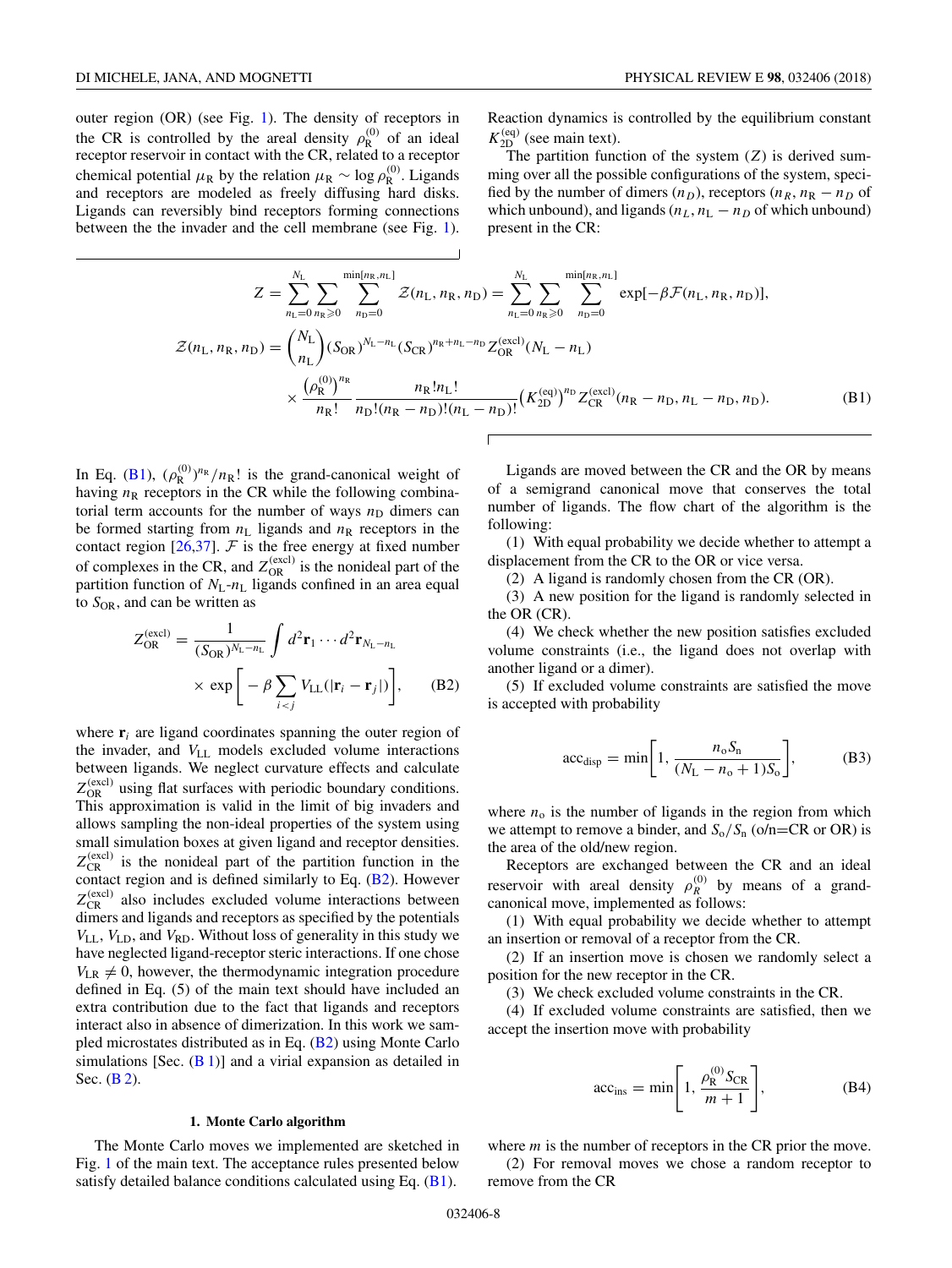outer region (OR) (see Fig. 1). The density of receptors in the CR is controlled by the areal density $\rho_{\rm R}^{(0)}$ of an ideal receptor reservoir in contact with the CR, related to a receptor chemical potential $\mu_{\rm R}$ by the relation $\mu_{\rm R} \sim \log \rho_{\rm R}^{(0)}$. Ligands and receptors are modeled as freely diffusing hard disks. Ligands can reversibly bind receptors forming connections between the the invader and the cell membrane (see Fig. 1). Reaction dynamics is controlled by the equilibrium constant $K_{\rm 2D}^{(\rm eq)}$ (see main text).

The partition function of the system ($Z$) is derived summing over all the possible configurations of the system, specified by the number of dimers ($n_D$), receptors ($n_R$, $n_{\rm R} - n_D$ of which unbound), and ligands ($n_L$, $n_{\rm L} - n_D$ of which unbound) present in the CR:

$$
\begin{aligned}
Z &= \sum_{n_{\rm L}=0}^{N_{\rm L}} \sum_{n_{\rm R}\geqslant 0} \sum_{n_{\rm D}=0}^{\min[n_{\rm R},n_{\rm L}]} \mathcal{Z}(n_{\rm L}, n_{\rm R}, n_{\rm D}) = \sum_{n_{\rm L}=0}^{N_{\rm L}} \sum_{n_{\rm R}\geqslant 0} \sum_{n_{\rm D}=0}^{\min[n_{\rm R},n_{\rm L}]} \exp[-\beta \mathcal{F}(n_{\rm L}, n_{\rm R}, n_{\rm D})],\\
\mathcal{Z}(n_{\rm L}, n_{\rm R}, n_{\rm D}) &= \binom{N_{\rm L}}{n_{\rm L}} (S_{\rm OR})^{N_{\rm L}-n_{\rm L}} (S_{\rm CR})^{n_{\rm R}+n_{\rm L}-n_{\rm D}} Z_{\rm OR}^{(\rm excl)}(N_{\rm L}-n_{\rm L})\\
&\quad\times \frac{\left(\rho_{\rm R}^{(0)}\right)^{n_{\rm R}}}{n_{\rm R}!} \frac{n_{\rm R}!n_{\rm L}!}{n_{\rm D}!(n_{\rm R}-n_{\rm D})!(n_{\rm L}-n_{\rm D})!} \left(K_{\rm 2D}^{(\rm eq)}\right)^{n_{\rm D}} Z_{\rm CR}^{(\rm excl)}(n_{\rm R}-n_{\rm D}, n_{\rm L}-n_{\rm D}, n_{\rm D}).
\end{aligned}
\tag{B1}
$$

In Eq. (B1), $(\rho_{\rm R}^{(0)})^{n_{\rm R}}/n_{\rm R}!$ is the grand-canonical weight of having $n_{\rm R}$ receptors in the CR while the following combinatorial term accounts for the number of ways $n_{\rm D}$ dimers can be formed starting from $n_{\rm L}$ ligands and $n_{\rm R}$ receptors in the contact region [26,37]. $\mathcal{F}$ is the free energy at fixed number of complexes in the CR, and $Z_{\rm OR}^{(\rm excl)}$ is the nonideal part of the partition function of $N_{\rm L}$-$n_{\rm L}$ ligands confined in an area equal to $S_{\rm OR}$, and can be written as

$$
Z_{\rm OR}^{(\rm excl)} = \frac{1}{(S_{\rm OR})^{N_{\rm L}-n_{\rm L}}} \int d^2\mathbf{r}_1 \cdots d^2\mathbf{r}_{N_{\rm L}-n_{\rm L}} \times \exp\left[-\beta \sum_{i<j} V_{\rm LL}(|\mathbf{r}_i - \mathbf{r}_j|)\right], \tag{B2}
$$

where $\mathbf{r}_i$ are ligand coordinates spanning the outer region of the invader, and $V_{\rm LL}$ models excluded volume interactions between ligands. We neglect curvature effects and calculate $Z_{\rm OR}^{(\rm excl)}$ using flat surfaces with periodic boundary conditions. This approximation is valid in the limit of big invaders and allows sampling the non-ideal properties of the system using small simulation boxes at given ligand and receptor densities. $Z_{\rm CR}^{(\rm excl)}$ is the nonideal part of the partition function in the contact region and is defined similarly to Eq. (B2). However $Z_{\rm CR}^{(\rm excl)}$ also includes excluded volume interactions between dimers and ligands and receptors as specified by the potentials $V_{\rm LL}$, $V_{\rm LD}$, and $V_{\rm RD}$. Without loss of generality in this study we have neglected ligand-receptor steric interactions. If one chose $V_{\rm LR} \neq 0$, however, the thermodynamic integration procedure defined in Eq. (5) of the main text should have included an extra contribution due to the fact that ligands and receptors interact also in absence of dimerization. In this work we sampled microstates distributed as in Eq. (B2) using Monte Carlo simulations [Sec. (B 1)] and a virial expansion as detailed in Sec. (B 2).

### 1. Monte Carlo algorithm

The Monte Carlo moves we implemented are sketched in Fig. 1 of the main text. The acceptance rules presented below satisfy detailed balance conditions calculated using Eq. (B1).

Ligands are moved between the CR and the OR by means of a semigrand canonical move that conserves the total number of ligands. The flow chart of the algorithm is the following:

(1) With equal probability we decide whether to attempt a displacement from the CR to the OR or vice versa.

(2) A ligand is randomly chosen from the CR (OR).

(3) A new position for the ligand is randomly selected in the OR (CR).

(4) We check whether the new position satisfies excluded volume constraints (i.e., the ligand does not overlap with another ligand or a dimer).

(5) If excluded volume constraints are satisfied the move is accepted with probability

$$
\mathrm{acc}_{\rm disp} = \min\left[1, \frac{n_{\rm o} S_{\rm n}}{(N_{\rm L} - n_{\rm o} + 1) S_{\rm o}}\right], \tag{B3}
$$

where $n_{\rm o}$ is the number of ligands in the region from which we attempt to remove a binder, and $S_{\rm o}/S_{\rm n}$ (o/n=CR or OR) is the area of the old/new region.

Receptors are exchanged between the CR and an ideal reservoir with areal density $\rho_R^{(0)}$ by means of a grand-canonical move, implemented as follows:

(1) With equal probability we decide whether to attempt an insertion or removal of a receptor from the CR.

(2) If an insertion move is chosen we randomly select a position for the new receptor in the CR.

(3) We check excluded volume constraints in the CR.

(4) If excluded volume constraints are satisfied, then we accept the insertion move with probability

$$
\mathrm{acc}_{\rm ins} = \min\left[1, \frac{\rho_{\rm R}^{(0)} S_{\rm CR}}{m+1}\right], \tag{B4}
$$

where $m$ is the number of receptors in the CR prior the move.

(2) For removal moves we chose a random receptor to remove from the CR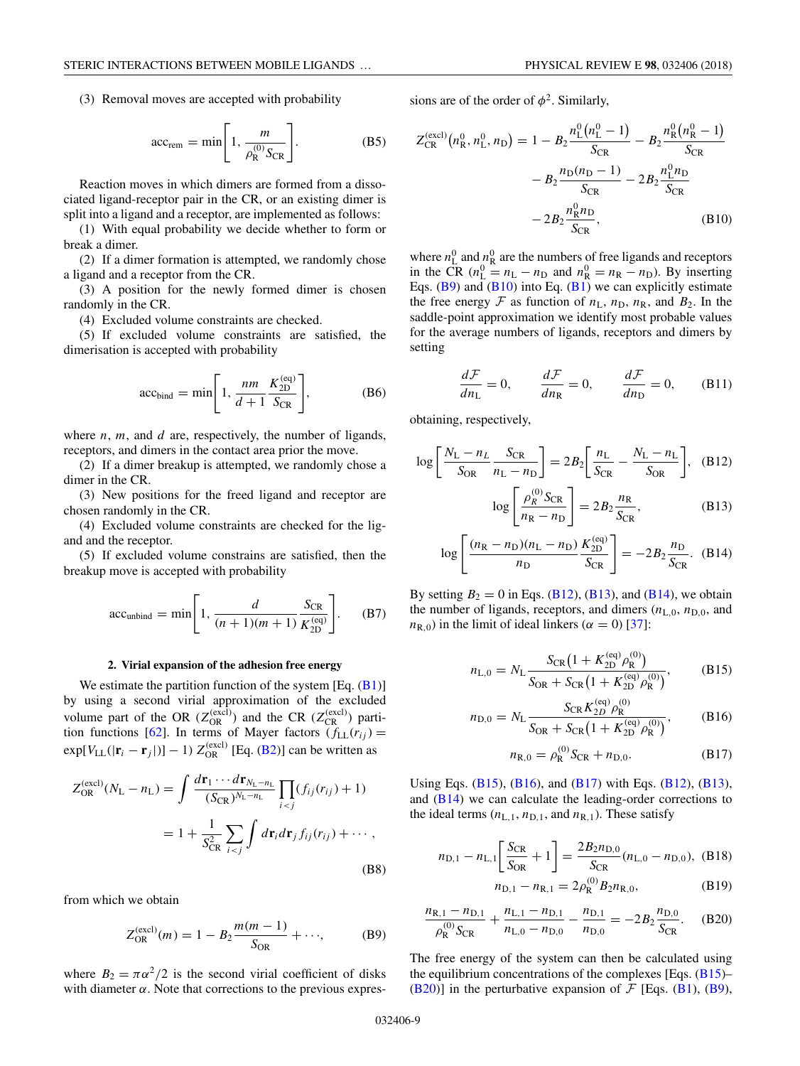(3) Removal moves are accepted with probability

$$\text{acc}_{\text{rem}} = \min\left[1, \frac{m}{\rho_{\text{R}}^{(0)} S_{\text{CR}}}\right]. \tag{B5}$$

Reaction moves in which dimers are formed from a dissociated ligand-receptor pair in the CR, or an existing dimer is split into a ligand and a receptor, are implemented as follows:

(1) With equal probability we decide whether to form or break a dimer.

(2) If a dimer formation is attempted, we randomly chose a ligand and a receptor from the CR.

(3) A position for the newly formed dimer is chosen randomly in the CR.

(4) Excluded volume constraints are checked.

(5) If excluded volume constraints are satisfied, the dimerisation is accepted with probability

$$\text{acc}_{\text{bind}} = \min\left[1, \frac{nm}{d+1}\frac{K_{2\text{D}}^{(\text{eq})}}{S_{\text{CR}}}\right], \tag{B6}$$

where $n$, $m$, and $d$ are, respectively, the number of ligands, receptors, and dimers in the contact area prior the move.

(2) If a dimer breakup is attempted, we randomly chose a dimer in the CR.

(3) New positions for the freed ligand and receptor are chosen randomly in the CR.

(4) Excluded volume constraints are checked for the ligand and the receptor.

(5) If excluded volume constrains are satisfied, then the breakup move is accepted with probability

$$\text{acc}_{\text{unbind}} = \min\left[1, \frac{d}{(n+1)(m+1)}\frac{S_{\text{CR}}}{K_{2\text{D}}^{(\text{eq})}}\right]. \tag{B7}$$

### 2. Virial expansion of the adhesion free energy

We estimate the partition function of the system [Eq. (B1)] by using a second virial approximation of the excluded volume part of the OR ($Z_{\text{OR}}^{(\text{excl})}$) and the CR ($Z_{\text{CR}}^{(\text{excl})}$) partition functions [62]. In terms of Mayer factors ($f_{\text{LL}}(r_{ij}) = \exp[V_{\text{LL}}(|\mathbf{r}_i - \mathbf{r}_j|)] - 1$) $Z_{\text{OR}}^{(\text{excl})}$ [Eq. (B2)] can be written as

$$\begin{aligned} Z_{\text{OR}}^{(\text{excl})}(N_{\text{L}} - n_{\text{L}}) &= \int \frac{d\mathbf{r}_1 \cdots d\mathbf{r}_{N_{\text{L}}-n_{\text{L}}}}{(S_{\text{CR}})^{N_{\text{L}}-n_{\text{L}}}} \prod_{i<j} (f_{ij}(r_{ij}) + 1) \\ &= 1 + \frac{1}{S_{\text{CR}}^2} \sum_{i<j} \int d\mathbf{r}_i d\mathbf{r}_j f_{ij}(r_{ij}) + \cdots, \end{aligned} \tag{B8}$$

from which we obtain

$$Z_{\text{OR}}^{(\text{excl})}(m) = 1 - B_2 \frac{m(m-1)}{S_{\text{OR}}} + \cdots, \tag{B9}$$

where $B_2 = \pi\alpha^2/2$ is the second virial coefficient of disks with diameter $\alpha$. Note that corrections to the previous expressions are of the order of $\phi^2$. Similarly,

$$\begin{aligned} Z_{\text{CR}}^{(\text{excl})}(n_{\text{R}}^0, n_{\text{L}}^0, n_{\text{D}}) = 1 &- B_2 \frac{n_{\text{L}}^0(n_{\text{L}}^0 - 1)}{S_{\text{CR}}} - B_2 \frac{n_{\text{R}}^0(n_{\text{R}}^0 - 1)}{S_{\text{CR}}} \\ &- B_2 \frac{n_{\text{D}}(n_{\text{D}} - 1)}{S_{\text{CR}}} - 2B_2 \frac{n_{\text{L}}^0 n_{\text{D}}}{S_{\text{CR}}} \\ &- 2B_2 \frac{n_{\text{R}}^0 n_{\text{D}}}{S_{\text{CR}}}, \end{aligned} \tag{B10}$$

where $n_{\text{L}}^0$ and $n_{\text{R}}^0$ are the numbers of free ligands and receptors in the CR ($n_{\text{L}}^0 = n_{\text{L}} - n_{\text{D}}$ and $n_{\text{R}}^0 = n_{\text{R}} - n_{\text{D}}$). By inserting Eqs. (B9) and (B10) into Eq. (B1) we can explicitly estimate the free energy $\mathcal{F}$ as function of $n_{\text{L}}$, $n_{\text{D}}$, $n_{\text{R}}$, and $B_2$. In the saddle-point approximation we identify most probable values for the average numbers of ligands, receptors and dimers by setting

$$\frac{d\mathcal{F}}{dn_{\text{L}}} = 0, \qquad \frac{d\mathcal{F}}{dn_{\text{R}}} = 0, \qquad \frac{d\mathcal{F}}{dn_{\text{D}}} = 0, \tag{B11}$$

obtaining, respectively,

$$\log\left[\frac{N_{\text{L}} - n_{\text{L}}}{S_{\text{OR}}}\frac{S_{\text{CR}}}{n_{\text{L}} - n_{\text{D}}}\right] = 2B_2\left[\frac{n_{\text{L}}}{S_{\text{CR}}} - \frac{N_{\text{L}} - n_{\text{L}}}{S_{\text{OR}}}\right], \tag{B12}$$

$$\log\left[\frac{\rho_R^{(0)} S_{\text{CR}}}{n_{\text{R}} - n_{\text{D}}}\right] = 2B_2 \frac{n_{\text{R}}}{S_{\text{CR}}}, \tag{B13}$$

$$\log\left[\frac{(n_{\text{R}} - n_{\text{D}})(n_{\text{L}} - n_{\text{D}})}{n_{\text{D}}}\frac{K_{2\text{D}}^{(\text{eq})}}{S_{\text{CR}}}\right] = -2B_2 \frac{n_{\text{D}}}{S_{\text{CR}}}. \tag{B14}$$

By setting $B_2 = 0$ in Eqs. (B12), (B13), and (B14), we obtain the number of ligands, receptors, and dimers ($n_{\text{L},0}$, $n_{\text{D},0}$, and $n_{\text{R},0}$) in the limit of ideal linkers ($\alpha = 0$) [37]:

$$n_{\text{L},0} = N_{\text{L}} \frac{S_{\text{CR}}\left(1 + K_{2\text{D}}^{(\text{eq})}\rho_{\text{R}}^{(0)}\right)}{S_{\text{OR}} + S_{\text{CR}}\left(1 + K_{2\text{D}}^{(\text{eq})}\rho_{\text{R}}^{(0)}\right)}, \tag{B15}$$

$$n_{\text{D},0} = N_{\text{L}} \frac{S_{\text{CR}} K_{2D}^{(\text{eq})}\rho_{\text{R}}^{(0)}}{S_{\text{OR}} + S_{\text{CR}}\left(1 + K_{2\text{D}}^{(\text{eq})}\rho_{\text{R}}^{(0)}\right)}, \tag{B16}$$

$$n_{\text{R},0} = \rho_{\text{R}}^{(0)} S_{\text{CR}} + n_{\text{D},0}. \tag{B17}$$

Using Eqs. (B15), (B16), and (B17) with Eqs. (B12), (B13), and (B14) we can calculate the leading-order corrections to the ideal terms ($n_{\text{L},1}$, $n_{\text{D},1}$, and $n_{\text{R},1}$). These satisfy

$$n_{\text{D},1} - n_{\text{L},1}\left[\frac{S_{\text{CR}}}{S_{\text{OR}}} + 1\right] = \frac{2B_2 n_{\text{D},0}}{S_{\text{CR}}}(n_{\text{L},0} - n_{\text{D},0}), \tag{B18}$$

$$n_{\text{D},1} - n_{\text{R},1} = 2\rho_{\text{R}}^{(0)} B_2 n_{\text{R},0}, \tag{B19}$$

$$\frac{n_{\text{R},1} - n_{\text{D},1}}{\rho_{\text{R}}^{(0)} S_{\text{CR}}} + \frac{n_{\text{L},1} - n_{\text{D},1}}{n_{\text{L},0} - n_{\text{D},0}} - \frac{n_{\text{D},1}}{n_{\text{D},0}} = -2B_2 \frac{n_{\text{D},0}}{S_{\text{CR}}}. \tag{B20}$$

The free energy of the system can then be calculated using the equilibrium concentrations of the complexes [Eqs. (B15)–(B20)] in the perturbative expansion of $\mathcal{F}$ [Eqs. (B1), (B9),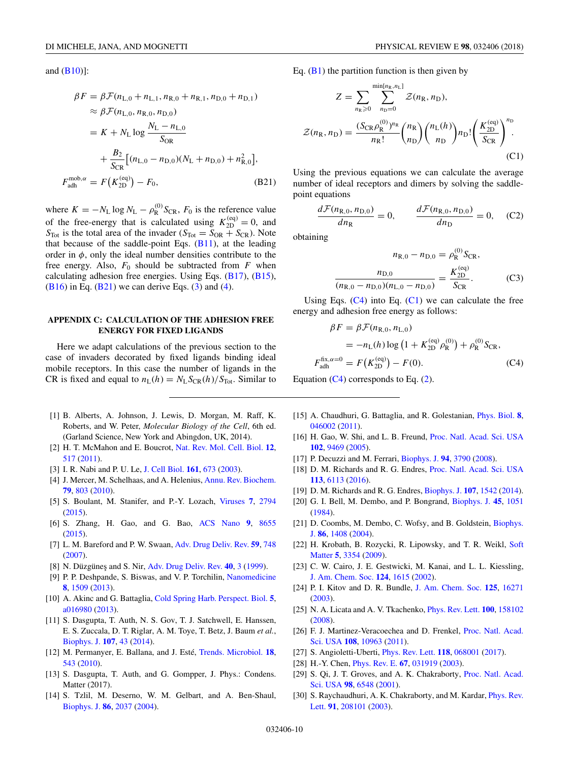and (B10)]:

$$
\begin{aligned}
\beta F &= \beta \mathcal{F}(n_{\mathrm{L},0}+n_{\mathrm{L},1}, n_{\mathrm{R},0}+n_{\mathrm{R},1}, n_{\mathrm{D},0}+n_{\mathrm{D},1}) \\
&\approx \beta \mathcal{F}(n_{\mathrm{L},0}, n_{\mathrm{R},0}, n_{\mathrm{D},0}) \\
&= K + N_{\mathrm{L}} \log \frac{N_{\mathrm{L}} - n_{\mathrm{L},0}}{S_{\mathrm{OR}}} \\
&\quad + \frac{B_2}{S_{\mathrm{CR}}}\left[(n_{\mathrm{L},0}-n_{\mathrm{D},0})(N_{\mathrm{L}}+n_{\mathrm{D},0}) + n_{\mathrm{R},0}^2\right], \\
F_{\mathrm{adh}}^{\mathrm{mob},\alpha} &= F\big(K_{2\mathrm{D}}^{(\mathrm{eq})}\big) - F_0,
\end{aligned}
\tag{B21}
$$

where $K = -N_{\mathrm{L}} \log N_{\mathrm{L}} - \rho_{\mathrm{R}}^{(0)} S_{\mathrm{CR}}$, $F_0$ is the reference value of the free-energy that is calculated using $K_{2\mathrm{D}}^{(\mathrm{eq})} = 0$, and $S_{\mathrm{Tot}}$ is the total area of the invader ($S_{\mathrm{Tot}} = S_{\mathrm{OR}} + S_{\mathrm{CR}}$). Note that because of the saddle-point Eqs. (B11), at the leading order in $\phi$, only the ideal number densities contribute to the free energy. Also, $F_0$ should be subtracted from $F$ when calculating adhesion free energies. Using Eqs. (B17), (B15), (B16) in Eq. (B21) we can derive Eqs. (3) and (4).

## APPENDIX C: CALCULATION OF THE ADHESION FREE ENERGY FOR FIXED LIGANDS

Here we adapt calculations of the previous section to the case of invaders decorated by fixed ligands binding ideal mobile receptors. In this case the number of ligands in the CR is fixed and equal to $n_{\mathrm{L}}(h) = N_{\mathrm{L}} S_{\mathrm{CR}}(h)/S_{\mathrm{Tot}}$. Similar to Eq. (B1) the partition function is then given by

$$
\begin{aligned}
Z &= \sum_{n_{\mathrm{R}} \geqslant 0} \sum_{n_{\mathrm{D}}=0}^{\min[n_{\mathrm{R}}, n_{\mathrm{L}}]} \mathcal{Z}(n_{\mathrm{R}}, n_{\mathrm{D}}), \\
\mathcal{Z}(n_{\mathrm{R}}, n_{\mathrm{D}}) &= \frac{\big(S_{\mathrm{CR}} \rho_{\mathrm{R}}^{(0)}\big)^{n_{\mathrm{R}}}}{n_{\mathrm{R}}!} \binom{n_{\mathrm{R}}}{n_{\mathrm{D}}} \binom{n_{\mathrm{L}}(h)}{n_{\mathrm{D}}} n_{\mathrm{D}}! \left(\frac{K_{2\mathrm{D}}^{(\mathrm{eq})}}{S_{\mathrm{CR}}}\right)^{n_{\mathrm{D}}}.
\end{aligned}
\tag{C1}
$$

Using the previous equations we can calculate the average number of ideal receptors and dimers by solving the saddle-point equations

$$
\frac{d\mathcal{F}(n_{\mathrm{R},0}, n_{\mathrm{D},0})}{dn_{\mathrm{R}}} = 0, \qquad \frac{d\mathcal{F}(n_{\mathrm{R},0}, n_{\mathrm{D},0})}{dn_{\mathrm{D}}} = 0, \tag{C2}
$$

obtaining

$$
\begin{aligned}
n_{\mathrm{R},0} - n_{\mathrm{D},0} &= \rho_{\mathrm{R}}^{(0)} S_{\mathrm{CR}}, \\
\frac{n_{\mathrm{D},0}}{(n_{\mathrm{R},0}-n_{\mathrm{D},0})(n_{\mathrm{L},0}-n_{\mathrm{D},0})} &= \frac{K_{2\mathrm{D}}^{(\mathrm{eq})}}{S_{\mathrm{CR}}}.
\end{aligned}
\tag{C3}
$$

Using Eqs. (C4) into Eq. (C1) we can calculate the free energy and adhesion free energy as follows:

$$
\begin{aligned}
\beta F &= \beta \mathcal{F}(n_{\mathrm{R},0}, n_{\mathrm{L},0}) \\
&= -n_{\mathrm{L}}(h) \log\big(1 + K_{2\mathrm{D}}^{(\mathrm{eq})} \rho_{\mathrm{R}}^{(0)}\big) + \rho_{\mathrm{R}}^{(0)} S_{\mathrm{CR}}, \\
F_{\mathrm{adh}}^{\mathrm{fix},\alpha=0} &= F\big(K_{2\mathrm{D}}^{(\mathrm{eq})}\big) - F(0).
\end{aligned}
\tag{C4}
$$

Equation (C4) corresponds to Eq. (2).

---

[1] B. Alberts, A. Johnson, J. Lewis, D. Morgan, M. Raff, K. Roberts, and W. Peter, *Molecular Biology of the Cell*, 6th ed. (Garland Science, New York and Abingdon, UK, 2014).

[2] H. T. McMahon and E. Boucrot, Nat. Rev. Mol. Cell. Biol. **12**, 517 (2011).

[3] I. R. Nabi and P. U. Le, J. Cell Biol. **161**, 673 (2003).

[4] J. Mercer, M. Schelhaas, and A. Helenius, Annu. Rev. Biochem. **79**, 803 (2010).

[5] S. Boulant, M. Stanifer, and P.-Y. Lozach, Viruses **7**, 2794 (2015).

[6] S. Zhang, H. Gao, and G. Bao, ACS Nano **9**, 8655 (2015).

[7] L. M. Bareford and P. W. Swaan, Adv. Drug Deliv. Rev. **59**, 748 (2007).

[8] N. Düzgüneş and S. Nir, Adv. Drug Deliv. Rev. **40**, 3 (1999).

[9] P. P. Deshpande, S. Biswas, and V. P. Torchilin, Nanomedicine **8**, 1509 (2013).

[10] A. Akinc and G. Battaglia, Cold Spring Harb. Perspect. Biol. **5**, a016980 (2013).

[11] S. Dasgupta, T. Auth, N. S. Gov, T. J. Satchwell, E. Hanssen, E. S. Zuccala, D. T. Riglar, A. M. Toye, T. Betz, J. Baum *et al.*, Biophys. J. **107**, 43 (2014).

[12] M. Permanyer, E. Ballana, and J. Esté, Trends. Microbiol. **18**, 543 (2010).

[13] S. Dasgupta, T. Auth, and G. Gompper, J. Phys.: Condens. Matter (2017).

[14] S. Tzlil, M. Deserno, W. M. Gelbart, and A. Ben-Shaul, Biophys. J. **86**, 2037 (2004).

[15] A. Chaudhuri, G. Battaglia, and R. Golestanian, Phys. Biol. **8**, 046002 (2011).

[16] H. Gao, W. Shi, and L. B. Freund, Proc. Natl. Acad. Sci. USA **102**, 9469 (2005).

[17] P. Decuzzi and M. Ferrari, Biophys. J. **94**, 3790 (2008).

[18] D. M. Richards and R. G. Endres, Proc. Natl. Acad. Sci. USA **113**, 6113 (2016).

[19] D. M. Richards and R. G. Endres, Biophys. J. **107**, 1542 (2014).

[20] G. I. Bell, M. Dembo, and P. Bongrand, Biophys. J. **45**, 1051 (1984).

[21] D. Coombs, M. Dembo, C. Wofsy, and B. Goldstein, Biophys. J. **86**, 1408 (2004).

[22] H. Krobath, B. Rozycki, R. Lipowsky, and T. R. Weikl, Soft Matter **5**, 3354 (2009).

[23] C. W. Cairo, J. E. Gestwicki, M. Kanai, and L. L. Kiessling, J. Am. Chem. Soc. **124**, 1615 (2002).

[24] P. I. Kitov and D. R. Bundle, J. Am. Chem. Soc. **125**, 16271 (2003).

[25] N. A. Licata and A. V. Tkachenko, Phys. Rev. Lett. **100**, 158102 (2008).

[26] F. J. Martinez-Veracoechea and D. Frenkel, Proc. Natl. Acad. Sci. USA **108**, 10963 (2011).

[27] S. Angioletti-Uberti, Phys. Rev. Lett. **118**, 068001 (2017).

[28] H.-Y. Chen, Phys. Rev. E. **67**, 031919 (2003).

[29] S. Qi, J. T. Groves, and A. K. Chakraborty, Proc. Natl. Acad. Sci. USA **98**, 6548 (2001).

[30] S. Raychaudhuri, A. K. Chakraborty, and M. Kardar, Phys. Rev. Lett. **91**, 208101 (2003).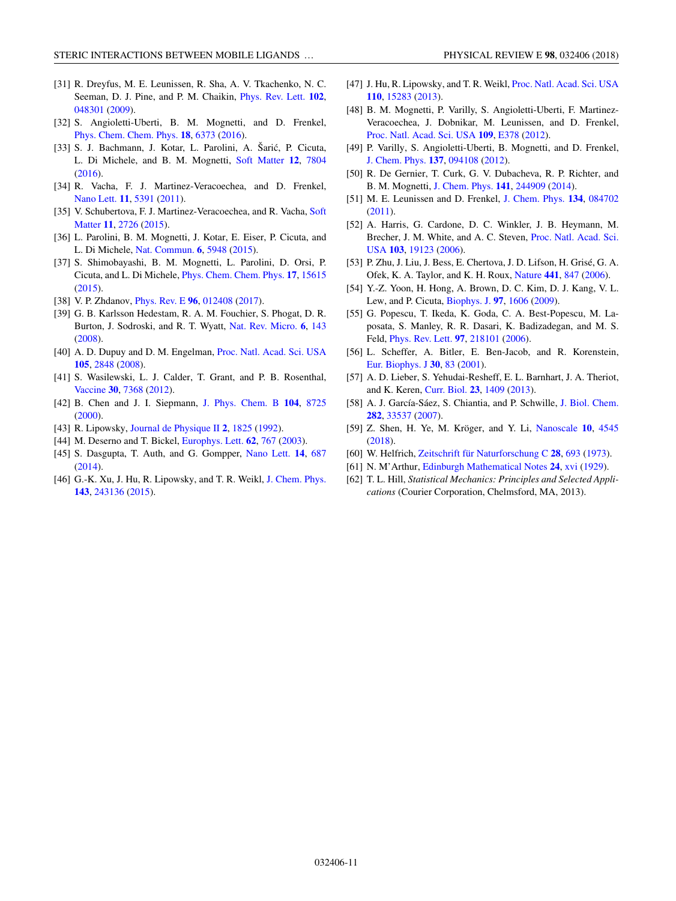[31] R. Dreyfus, M. E. Leunissen, R. Sha, A. V. Tkachenko, N. C. Seeman, D. J. Pine, and P. M. Chaikin, Phys. Rev. Lett. **102**, 048301 (2009).

[32] S. Angioletti-Uberti, B. M. Mognetti, and D. Frenkel, Phys. Chem. Chem. Phys. **18**, 6373 (2016).

[33] S. J. Bachmann, J. Kotar, L. Parolini, A. Šarić, P. Cicuta, L. Di Michele, and B. M. Mognetti, Soft Matter **12**, 7804 (2016).

[34] R. Vacha, F. J. Martinez-Veracoechea, and D. Frenkel, Nano Lett. **11**, 5391 (2011).

[35] V. Schubertova, F. J. Martinez-Veracoechea, and R. Vacha, Soft Matter **11**, 2726 (2015).

[36] L. Parolini, B. M. Mognetti, J. Kotar, E. Eiser, P. Cicuta, and L. Di Michele, Nat. Commun. **6**, 5948 (2015).

[37] S. Shimobayashi, B. M. Mognetti, L. Parolini, D. Orsi, P. Cicuta, and L. Di Michele, Phys. Chem. Chem. Phys. **17**, 15615 (2015).

[38] V. P. Zhdanov, Phys. Rev. E **96**, 012408 (2017).

[39] G. B. Karlsson Hedestam, R. A. M. Fouchier, S. Phogat, D. R. Burton, J. Sodroski, and R. T. Wyatt, Nat. Rev. Micro. **6**, 143 (2008).

[40] A. D. Dupuy and D. M. Engelman, Proc. Natl. Acad. Sci. USA **105**, 2848 (2008).

[41] S. Wasilewski, L. J. Calder, T. Grant, and P. B. Rosenthal, Vaccine **30**, 7368 (2012).

[42] B. Chen and J. I. Siepmann, J. Phys. Chem. B **104**, 8725 (2000).

[43] R. Lipowsky, Journal de Physique II **2**, 1825 (1992).

[44] M. Deserno and T. Bickel, Europhys. Lett. **62**, 767 (2003).

[45] S. Dasgupta, T. Auth, and G. Gompper, Nano Lett. **14**, 687 (2014).

[46] G.-K. Xu, J. Hu, R. Lipowsky, and T. R. Weikl, J. Chem. Phys. **143**, 243136 (2015).

[47] J. Hu, R. Lipowsky, and T. R. Weikl, Proc. Natl. Acad. Sci. USA **110**, 15283 (2013).

[48] B. M. Mognetti, P. Varilly, S. Angioletti-Uberti, F. Martinez-Veracoechea, J. Dobnikar, M. Leunissen, and D. Frenkel, Proc. Natl. Acad. Sci. USA **109**, E378 (2012).

[49] P. Varilly, S. Angioletti-Uberti, B. Mognetti, and D. Frenkel, J. Chem. Phys. **137**, 094108 (2012).

[50] R. De Gernier, T. Curk, G. V. Dubacheva, R. P. Richter, and B. M. Mognetti, J. Chem. Phys. **141**, 244909 (2014).

[51] M. E. Leunissen and D. Frenkel, J. Chem. Phys. **134**, 084702 (2011).

[52] A. Harris, G. Cardone, D. C. Winkler, J. B. Heymann, M. Brecher, J. M. White, and A. C. Steven, Proc. Natl. Acad. Sci. USA **103**, 19123 (2006).

[53] P. Zhu, J. Liu, J. Bess, E. Chertova, J. D. Lifson, H. Grisé, G. A. Ofek, K. A. Taylor, and K. H. Roux, Nature **441**, 847 (2006).

[54] Y.-Z. Yoon, H. Hong, A. Brown, D. C. Kim, D. J. Kang, V. L. Lew, and P. Cicuta, Biophys. J. **97**, 1606 (2009).

[55] G. Popescu, T. Ikeda, K. Goda, C. A. Best-Popescu, M. Laposata, S. Manley, R. R. Dasari, K. Badizadegan, and M. S. Feld, Phys. Rev. Lett. **97**, 218101 (2006).

[56] L. Scheffer, A. Bitler, E. Ben-Jacob, and R. Korenstein, Eur. Biophys. J **30**, 83 (2001).

[57] A. D. Lieber, S. Yehudai-Resheff, E. L. Barnhart, J. A. Theriot, and K. Keren, Curr. Biol. **23**, 1409 (2013).

[58] A. J. García-Sáez, S. Chiantia, and P. Schwille, J. Biol. Chem. **282**, 33537 (2007).

[59] Z. Shen, H. Ye, M. Kröger, and Y. Li, Nanoscale **10**, 4545 (2018).

[60] W. Helfrich, Zeitschrift für Naturforschung C **28**, 693 (1973).

[61] N. M'Arthur, Edinburgh Mathematical Notes **24**, xvi (1929).

[62] T. L. Hill, *Statistical Mechanics: Principles and Selected Applications* (Courier Corporation, Chelmsford, MA, 2013).